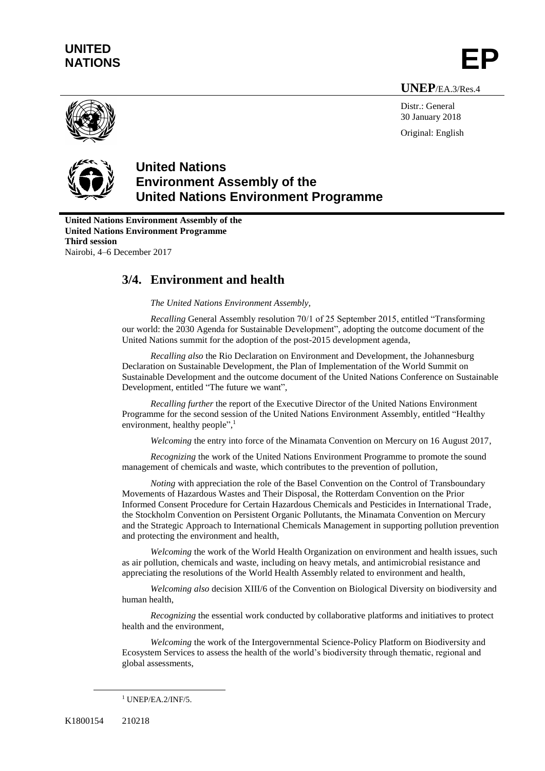**UNITED NATIONS**

**EP**

**UNEP**/EA.3/Res.4

Distr.: General
30 January 2018

Original: English

# United Nations Environment Assembly of the United Nations Environment Programme

**United Nations Environment Assembly of the United Nations Environment Programme**
**Third session**
Nairobi, 4–6 December 2017

## 3/4. Environment and health

*The United Nations Environment Assembly,*

*Recalling* General Assembly resolution 70/1 of 25 September 2015, entitled "Transforming our world: the 2030 Agenda for Sustainable Development", adopting the outcome document of the United Nations summit for the adoption of the post-2015 development agenda,

*Recalling also* the Rio Declaration on Environment and Development, the Johannesburg Declaration on Sustainable Development, the Plan of Implementation of the World Summit on Sustainable Development and the outcome document of the United Nations Conference on Sustainable Development, entitled "The future we want",

*Recalling further* the report of the Executive Director of the United Nations Environment Programme for the second session of the United Nations Environment Assembly, entitled "Healthy environment, healthy people",[1]

*Welcoming* the entry into force of the Minamata Convention on Mercury on 16 August 2017,

*Recognizing* the work of the United Nations Environment Programme to promote the sound management of chemicals and waste, which contributes to the prevention of pollution,

*Noting* with appreciation the role of the Basel Convention on the Control of Transboundary Movements of Hazardous Wastes and Their Disposal, the Rotterdam Convention on the Prior Informed Consent Procedure for Certain Hazardous Chemicals and Pesticides in International Trade, the Stockholm Convention on Persistent Organic Pollutants, the Minamata Convention on Mercury and the Strategic Approach to International Chemicals Management in supporting pollution prevention and protecting the environment and health,

*Welcoming* the work of the World Health Organization on environment and health issues, such as air pollution, chemicals and waste, including on heavy metals, and antimicrobial resistance and appreciating the resolutions of the World Health Assembly related to environment and health,

*Welcoming also* decision XIII/6 of the Convention on Biological Diversity on biodiversity and human health,

*Recognizing* the essential work conducted by collaborative platforms and initiatives to protect health and the environment,

*Welcoming* the work of the Intergovernmental Science-Policy Platform on Biodiversity and Ecosystem Services to assess the health of the world's biodiversity through thematic, regional and global assessments,

[1] UNEP/EA.2/INF/5.

K1800154 210218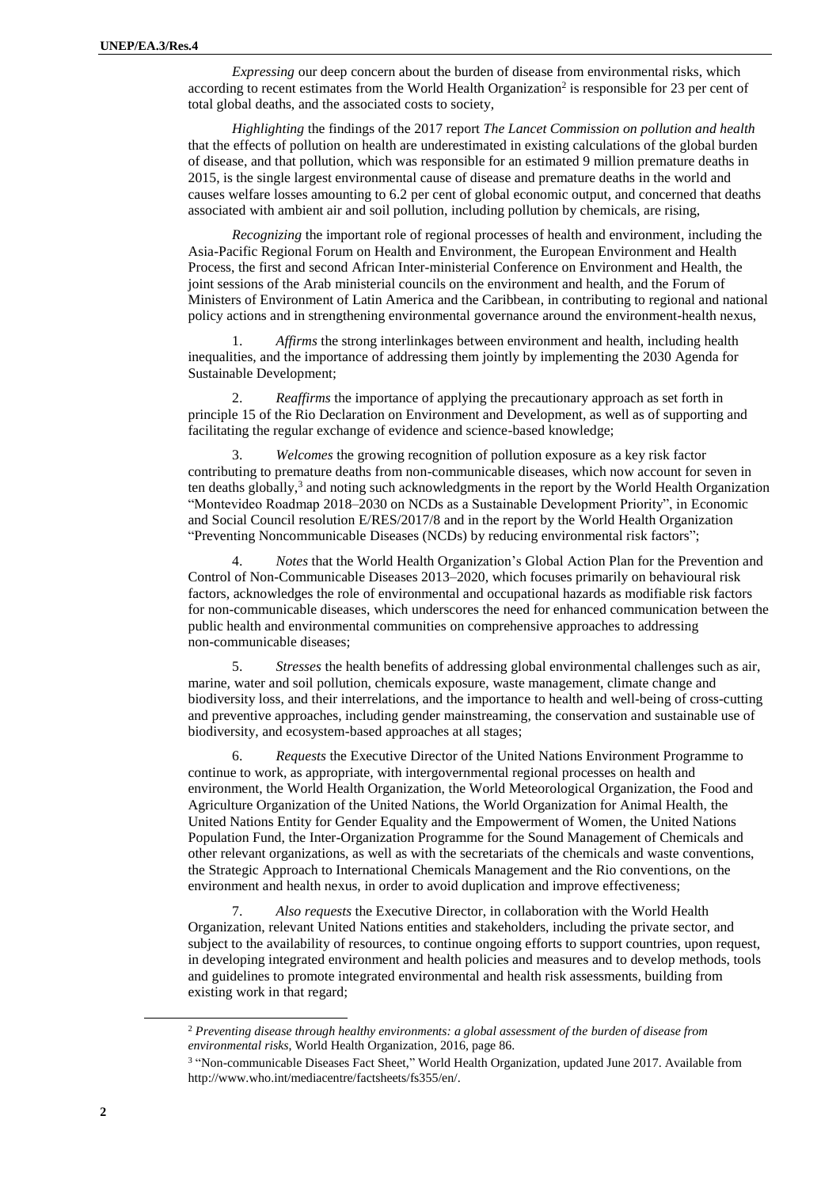*Expressing* our deep concern about the burden of disease from environmental risks, which according to recent estimates from the World Health Organization[2] is responsible for 23 per cent of total global deaths, and the associated costs to society,

*Highlighting* the findings of the 2017 report *The Lancet Commission on pollution and health* that the effects of pollution on health are underestimated in existing calculations of the global burden of disease, and that pollution, which was responsible for an estimated 9 million premature deaths in 2015, is the single largest environmental cause of disease and premature deaths in the world and causes welfare losses amounting to 6.2 per cent of global economic output, and concerned that deaths associated with ambient air and soil pollution, including pollution by chemicals, are rising,

*Recognizing* the important role of regional processes of health and environment, including the Asia-Pacific Regional Forum on Health and Environment, the European Environment and Health Process, the first and second African Inter-ministerial Conference on Environment and Health, the joint sessions of the Arab ministerial councils on the environment and health, and the Forum of Ministers of Environment of Latin America and the Caribbean, in contributing to regional and national policy actions and in strengthening environmental governance around the environment-health nexus,

1. *Affirms* the strong interlinkages between environment and health, including health inequalities, and the importance of addressing them jointly by implementing the 2030 Agenda for Sustainable Development;

2. *Reaffirms* the importance of applying the precautionary approach as set forth in principle 15 of the Rio Declaration on Environment and Development, as well as of supporting and facilitating the regular exchange of evidence and science-based knowledge;

3. *Welcomes* the growing recognition of pollution exposure as a key risk factor contributing to premature deaths from non-communicable diseases, which now account for seven in ten deaths globally,[3] and noting such acknowledgments in the report by the World Health Organization "Montevideo Roadmap 2018–2030 on NCDs as a Sustainable Development Priority", in Economic and Social Council resolution E/RES/2017/8 and in the report by the World Health Organization "Preventing Noncommunicable Diseases (NCDs) by reducing environmental risk factors";

4. *Notes* that the World Health Organization's Global Action Plan for the Prevention and Control of Non-Communicable Diseases 2013–2020, which focuses primarily on behavioural risk factors, acknowledges the role of environmental and occupational hazards as modifiable risk factors for non-communicable diseases, which underscores the need for enhanced communication between the public health and environmental communities on comprehensive approaches to addressing non-communicable diseases;

5. *Stresses* the health benefits of addressing global environmental challenges such as air, marine, water and soil pollution, chemicals exposure, waste management, climate change and biodiversity loss, and their interrelations, and the importance to health and well-being of cross-cutting and preventive approaches, including gender mainstreaming, the conservation and sustainable use of biodiversity, and ecosystem-based approaches at all stages;

6. *Requests* the Executive Director of the United Nations Environment Programme to continue to work, as appropriate, with intergovernmental regional processes on health and environment, the World Health Organization, the World Meteorological Organization, the Food and Agriculture Organization of the United Nations, the World Organization for Animal Health, the United Nations Entity for Gender Equality and the Empowerment of Women, the United Nations Population Fund, the Inter-Organization Programme for the Sound Management of Chemicals and other relevant organizations, as well as with the secretariats of the chemicals and waste conventions, the Strategic Approach to International Chemicals Management and the Rio conventions, on the environment and health nexus, in order to avoid duplication and improve effectiveness;

7. *Also requests* the Executive Director, in collaboration with the World Health Organization, relevant United Nations entities and stakeholders, including the private sector, and subject to the availability of resources, to continue ongoing efforts to support countries, upon request, in developing integrated environment and health policies and measures and to develop methods, tools and guidelines to promote integrated environmental and health risk assessments, building from existing work in that regard;

[2] *Preventing disease through healthy environments: a global assessment of the burden of disease from environmental risks*, World Health Organization, 2016, page 86.

[3] "Non-communicable Diseases Fact Sheet," World Health Organization, updated June 2017. Available from http://www.who.int/mediacentre/factsheets/fs355/en/.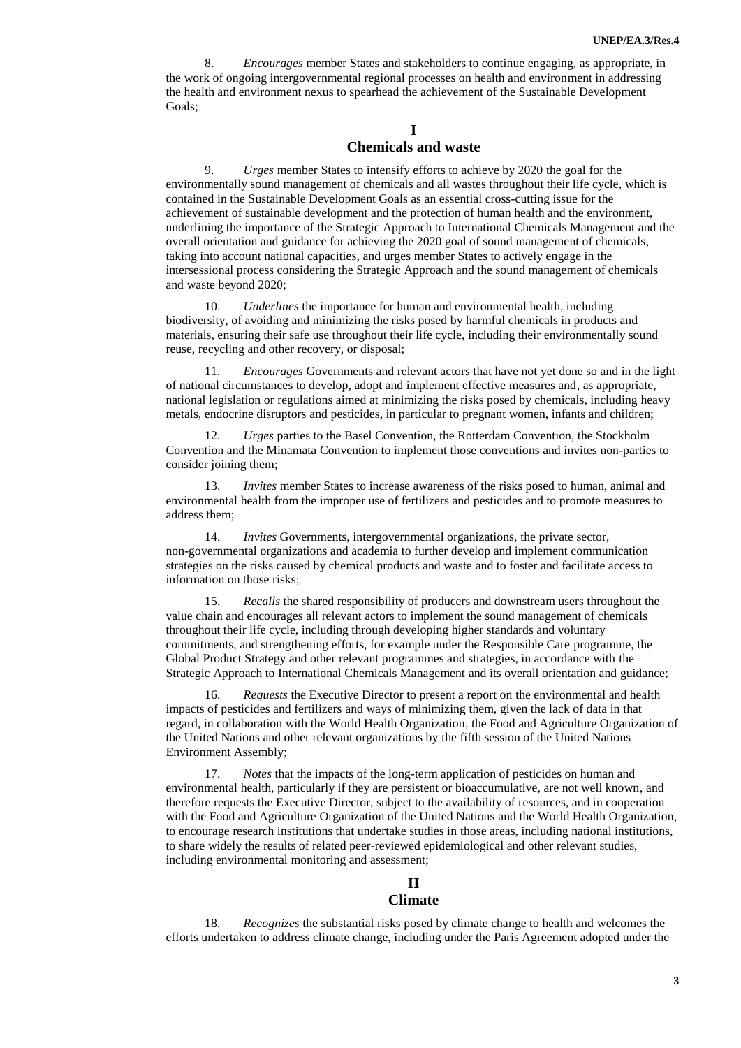8. *Encourages* member States and stakeholders to continue engaging, as appropriate, in the work of ongoing intergovernmental regional processes on health and environment in addressing the health and environment nexus to spearhead the achievement of the Sustainable Development Goals;

## I
## Chemicals and waste

9. *Urges* member States to intensify efforts to achieve by 2020 the goal for the environmentally sound management of chemicals and all wastes throughout their life cycle, which is contained in the Sustainable Development Goals as an essential cross-cutting issue for the achievement of sustainable development and the protection of human health and the environment, underlining the importance of the Strategic Approach to International Chemicals Management and the overall orientation and guidance for achieving the 2020 goal of sound management of chemicals, taking into account national capacities, and urges member States to actively engage in the intersessional process considering the Strategic Approach and the sound management of chemicals and waste beyond 2020;

10. *Underlines* the importance for human and environmental health, including biodiversity, of avoiding and minimizing the risks posed by harmful chemicals in products and materials, ensuring their safe use throughout their life cycle, including their environmentally sound reuse, recycling and other recovery, or disposal;

11. *Encourages* Governments and relevant actors that have not yet done so and in the light of national circumstances to develop, adopt and implement effective measures and, as appropriate, national legislation or regulations aimed at minimizing the risks posed by chemicals, including heavy metals, endocrine disruptors and pesticides, in particular to pregnant women, infants and children;

12. *Urges* parties to the Basel Convention, the Rotterdam Convention, the Stockholm Convention and the Minamata Convention to implement those conventions and invites non-parties to consider joining them;

13. *Invites* member States to increase awareness of the risks posed to human, animal and environmental health from the improper use of fertilizers and pesticides and to promote measures to address them;

14. *Invites* Governments, intergovernmental organizations, the private sector, non-governmental organizations and academia to further develop and implement communication strategies on the risks caused by chemical products and waste and to foster and facilitate access to information on those risks;

15. *Recalls* the shared responsibility of producers and downstream users throughout the value chain and encourages all relevant actors to implement the sound management of chemicals throughout their life cycle, including through developing higher standards and voluntary commitments, and strengthening efforts, for example under the Responsible Care programme, the Global Product Strategy and other relevant programmes and strategies, in accordance with the Strategic Approach to International Chemicals Management and its overall orientation and guidance;

16. *Requests* the Executive Director to present a report on the environmental and health impacts of pesticides and fertilizers and ways of minimizing them, given the lack of data in that regard, in collaboration with the World Health Organization, the Food and Agriculture Organization of the United Nations and other relevant organizations by the fifth session of the United Nations Environment Assembly;

17. *Notes* that the impacts of the long-term application of pesticides on human and environmental health, particularly if they are persistent or bioaccumulative, are not well known, and therefore requests the Executive Director, subject to the availability of resources, and in cooperation with the Food and Agriculture Organization of the United Nations and the World Health Organization, to encourage research institutions that undertake studies in those areas, including national institutions, to share widely the results of related peer-reviewed epidemiological and other relevant studies, including environmental monitoring and assessment;

## II
## Climate

18. *Recognizes* the substantial risks posed by climate change to health and welcomes the efforts undertaken to address climate change, including under the Paris Agreement adopted under the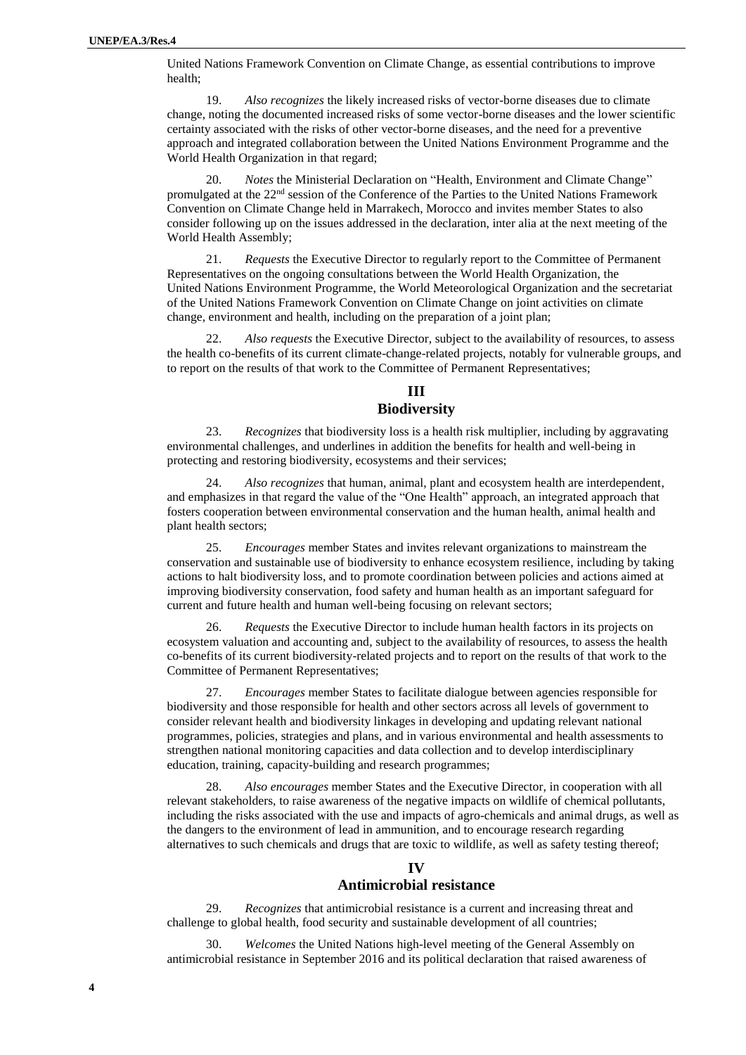United Nations Framework Convention on Climate Change, as essential contributions to improve health;

19. *Also recognizes* the likely increased risks of vector-borne diseases due to climate change, noting the documented increased risks of some vector-borne diseases and the lower scientific certainty associated with the risks of other vector-borne diseases, and the need for a preventive approach and integrated collaboration between the United Nations Environment Programme and the World Health Organization in that regard;

20. *Notes* the Ministerial Declaration on "Health, Environment and Climate Change" promulgated at the 22nd session of the Conference of the Parties to the United Nations Framework Convention on Climate Change held in Marrakech, Morocco and invites member States to also consider following up on the issues addressed in the declaration, inter alia at the next meeting of the World Health Assembly;

21. *Requests* the Executive Director to regularly report to the Committee of Permanent Representatives on the ongoing consultations between the World Health Organization, the United Nations Environment Programme, the World Meteorological Organization and the secretariat of the United Nations Framework Convention on Climate Change on joint activities on climate change, environment and health, including on the preparation of a joint plan;

22. *Also requests* the Executive Director, subject to the availability of resources, to assess the health co-benefits of its current climate-change-related projects, notably for vulnerable groups, and to report on the results of that work to the Committee of Permanent Representatives;

## III
## Biodiversity

23. *Recognizes* that biodiversity loss is a health risk multiplier, including by aggravating environmental challenges, and underlines in addition the benefits for health and well-being in protecting and restoring biodiversity, ecosystems and their services;

24. *Also recognizes* that human, animal, plant and ecosystem health are interdependent, and emphasizes in that regard the value of the "One Health" approach, an integrated approach that fosters cooperation between environmental conservation and the human health, animal health and plant health sectors;

25. *Encourages* member States and invites relevant organizations to mainstream the conservation and sustainable use of biodiversity to enhance ecosystem resilience, including by taking actions to halt biodiversity loss, and to promote coordination between policies and actions aimed at improving biodiversity conservation, food safety and human health as an important safeguard for current and future health and human well-being focusing on relevant sectors;

26. *Requests* the Executive Director to include human health factors in its projects on ecosystem valuation and accounting and, subject to the availability of resources, to assess the health co-benefits of its current biodiversity-related projects and to report on the results of that work to the Committee of Permanent Representatives;

27. *Encourages* member States to facilitate dialogue between agencies responsible for biodiversity and those responsible for health and other sectors across all levels of government to consider relevant health and biodiversity linkages in developing and updating relevant national programmes, policies, strategies and plans, and in various environmental and health assessments to strengthen national monitoring capacities and data collection and to develop interdisciplinary education, training, capacity-building and research programmes;

28. *Also encourages* member States and the Executive Director, in cooperation with all relevant stakeholders, to raise awareness of the negative impacts on wildlife of chemical pollutants, including the risks associated with the use and impacts of agro-chemicals and animal drugs, as well as the dangers to the environment of lead in ammunition, and to encourage research regarding alternatives to such chemicals and drugs that are toxic to wildlife, as well as safety testing thereof;

## IV
## Antimicrobial resistance

29. *Recognizes* that antimicrobial resistance is a current and increasing threat and challenge to global health, food security and sustainable development of all countries;

30. *Welcomes* the United Nations high-level meeting of the General Assembly on antimicrobial resistance in September 2016 and its political declaration that raised awareness of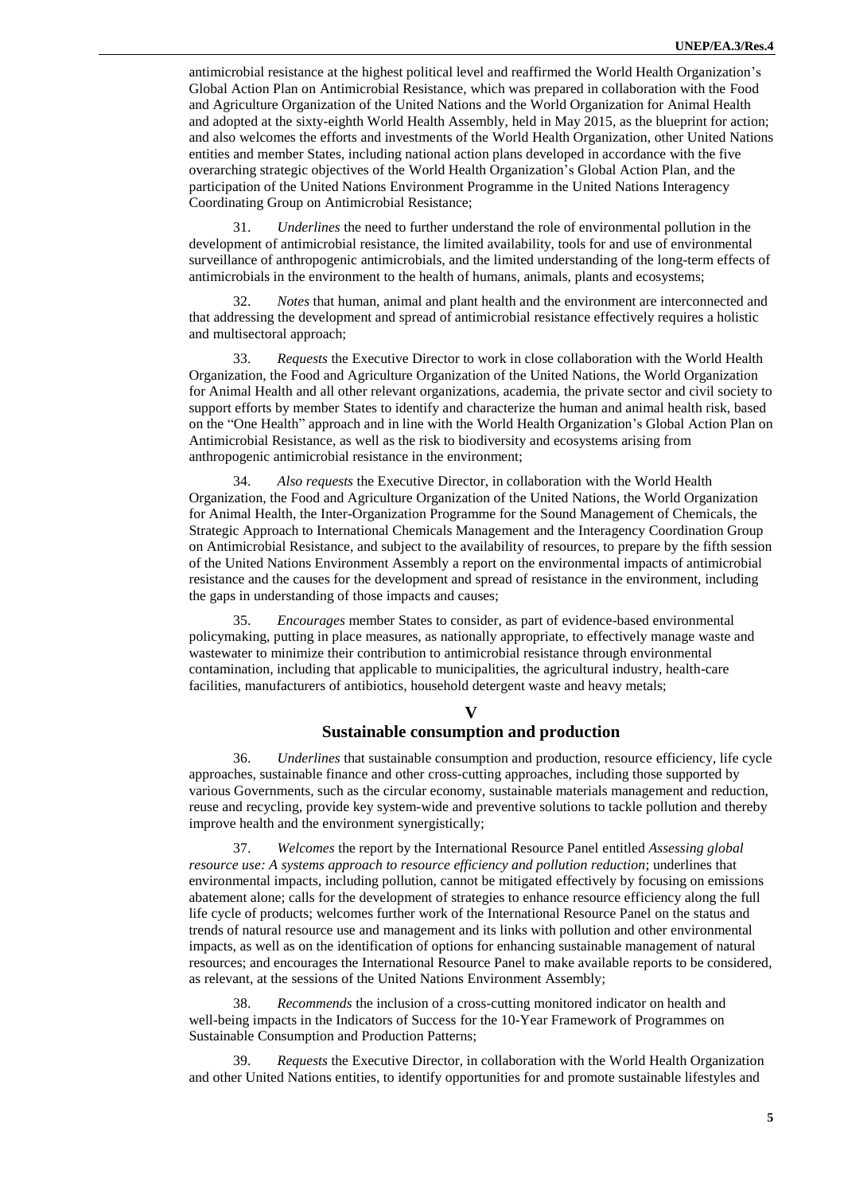antimicrobial resistance at the highest political level and reaffirmed the World Health Organization's Global Action Plan on Antimicrobial Resistance, which was prepared in collaboration with the Food and Agriculture Organization of the United Nations and the World Organization for Animal Health and adopted at the sixty-eighth World Health Assembly, held in May 2015, as the blueprint for action; and also welcomes the efforts and investments of the World Health Organization, other United Nations entities and member States, including national action plans developed in accordance with the five overarching strategic objectives of the World Health Organization's Global Action Plan, and the participation of the United Nations Environment Programme in the United Nations Interagency Coordinating Group on Antimicrobial Resistance;

31. *Underlines* the need to further understand the role of environmental pollution in the development of antimicrobial resistance, the limited availability, tools for and use of environmental surveillance of anthropogenic antimicrobials, and the limited understanding of the long-term effects of antimicrobials in the environment to the health of humans, animals, plants and ecosystems;

32. *Notes* that human, animal and plant health and the environment are interconnected and that addressing the development and spread of antimicrobial resistance effectively requires a holistic and multisectoral approach;

33. *Requests* the Executive Director to work in close collaboration with the World Health Organization, the Food and Agriculture Organization of the United Nations, the World Organization for Animal Health and all other relevant organizations, academia, the private sector and civil society to support efforts by member States to identify and characterize the human and animal health risk, based on the "One Health" approach and in line with the World Health Organization's Global Action Plan on Antimicrobial Resistance, as well as the risk to biodiversity and ecosystems arising from anthropogenic antimicrobial resistance in the environment;

34. *Also requests* the Executive Director, in collaboration with the World Health Organization, the Food and Agriculture Organization of the United Nations, the World Organization for Animal Health, the Inter-Organization Programme for the Sound Management of Chemicals, the Strategic Approach to International Chemicals Management and the Interagency Coordination Group on Antimicrobial Resistance, and subject to the availability of resources, to prepare by the fifth session of the United Nations Environment Assembly a report on the environmental impacts of antimicrobial resistance and the causes for the development and spread of resistance in the environment, including the gaps in understanding of those impacts and causes;

35. *Encourages* member States to consider, as part of evidence-based environmental policymaking, putting in place measures, as nationally appropriate, to effectively manage waste and wastewater to minimize their contribution to antimicrobial resistance through environmental contamination, including that applicable to municipalities, the agricultural industry, health-care facilities, manufacturers of antibiotics, household detergent waste and heavy metals;

## V
## Sustainable consumption and production

36. *Underlines* that sustainable consumption and production, resource efficiency, life cycle approaches, sustainable finance and other cross-cutting approaches, including those supported by various Governments, such as the circular economy, sustainable materials management and reduction, reuse and recycling, provide key system-wide and preventive solutions to tackle pollution and thereby improve health and the environment synergistically;

37. *Welcomes* the report by the International Resource Panel entitled *Assessing global resource use: A systems approach to resource efficiency and pollution reduction*; underlines that environmental impacts, including pollution, cannot be mitigated effectively by focusing on emissions abatement alone; calls for the development of strategies to enhance resource efficiency along the full life cycle of products; welcomes further work of the International Resource Panel on the status and trends of natural resource use and management and its links with pollution and other environmental impacts, as well as on the identification of options for enhancing sustainable management of natural resources; and encourages the International Resource Panel to make available reports to be considered, as relevant, at the sessions of the United Nations Environment Assembly;

38. *Recommends* the inclusion of a cross-cutting monitored indicator on health and well-being impacts in the Indicators of Success for the 10-Year Framework of Programmes on Sustainable Consumption and Production Patterns;

39. *Requests* the Executive Director, in collaboration with the World Health Organization and other United Nations entities, to identify opportunities for and promote sustainable lifestyles and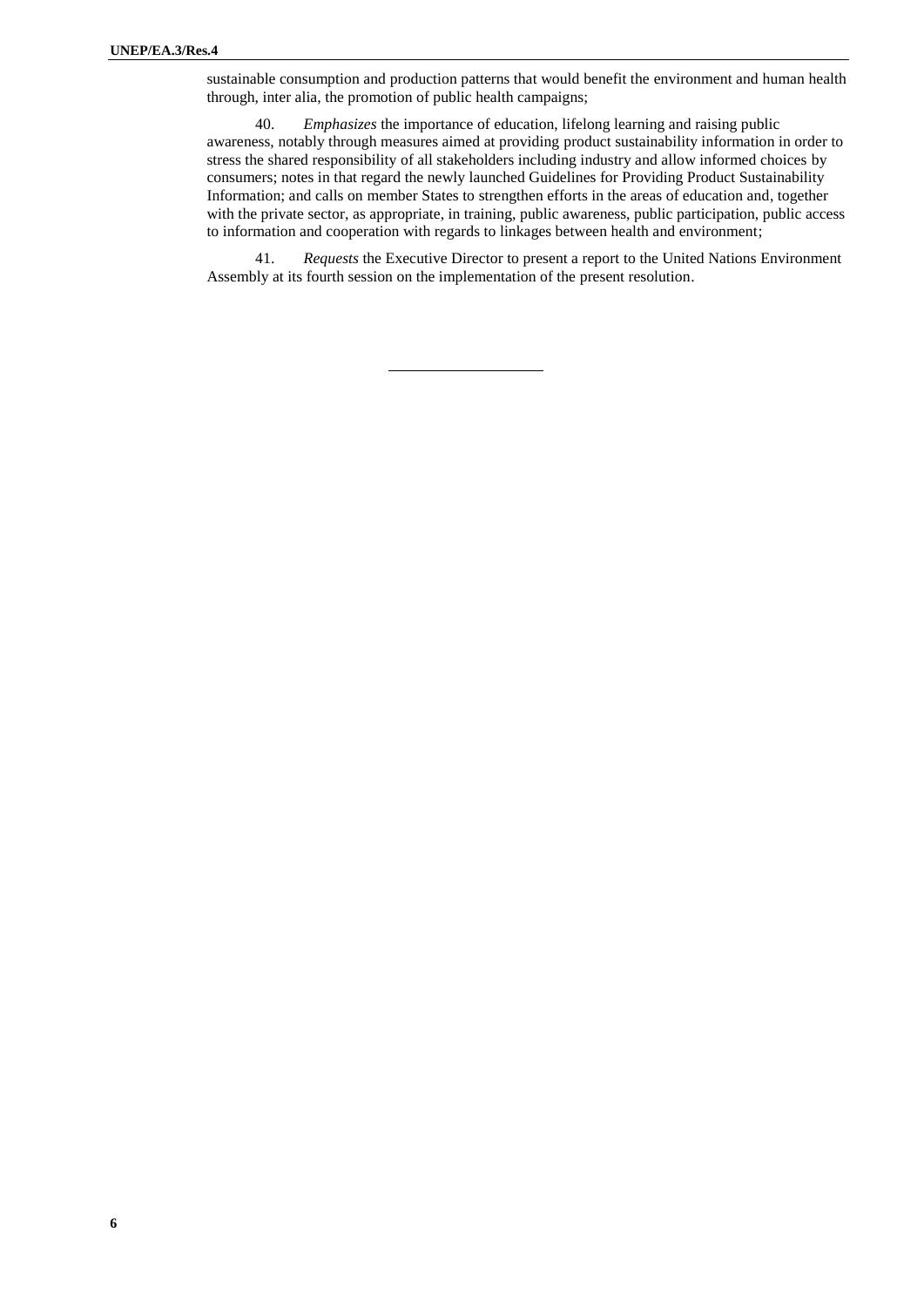sustainable consumption and production patterns that would benefit the environment and human health through, inter alia, the promotion of public health campaigns;

40. *Emphasizes* the importance of education, lifelong learning and raising public awareness, notably through measures aimed at providing product sustainability information in order to stress the shared responsibility of all stakeholders including industry and allow informed choices by consumers; notes in that regard the newly launched Guidelines for Providing Product Sustainability Information; and calls on member States to strengthen efforts in the areas of education and, together with the private sector, as appropriate, in training, public awareness, public participation, public access to information and cooperation with regards to linkages between health and environment;

41. *Requests* the Executive Director to present a report to the United Nations Environment Assembly at its fourth session on the implementation of the present resolution.